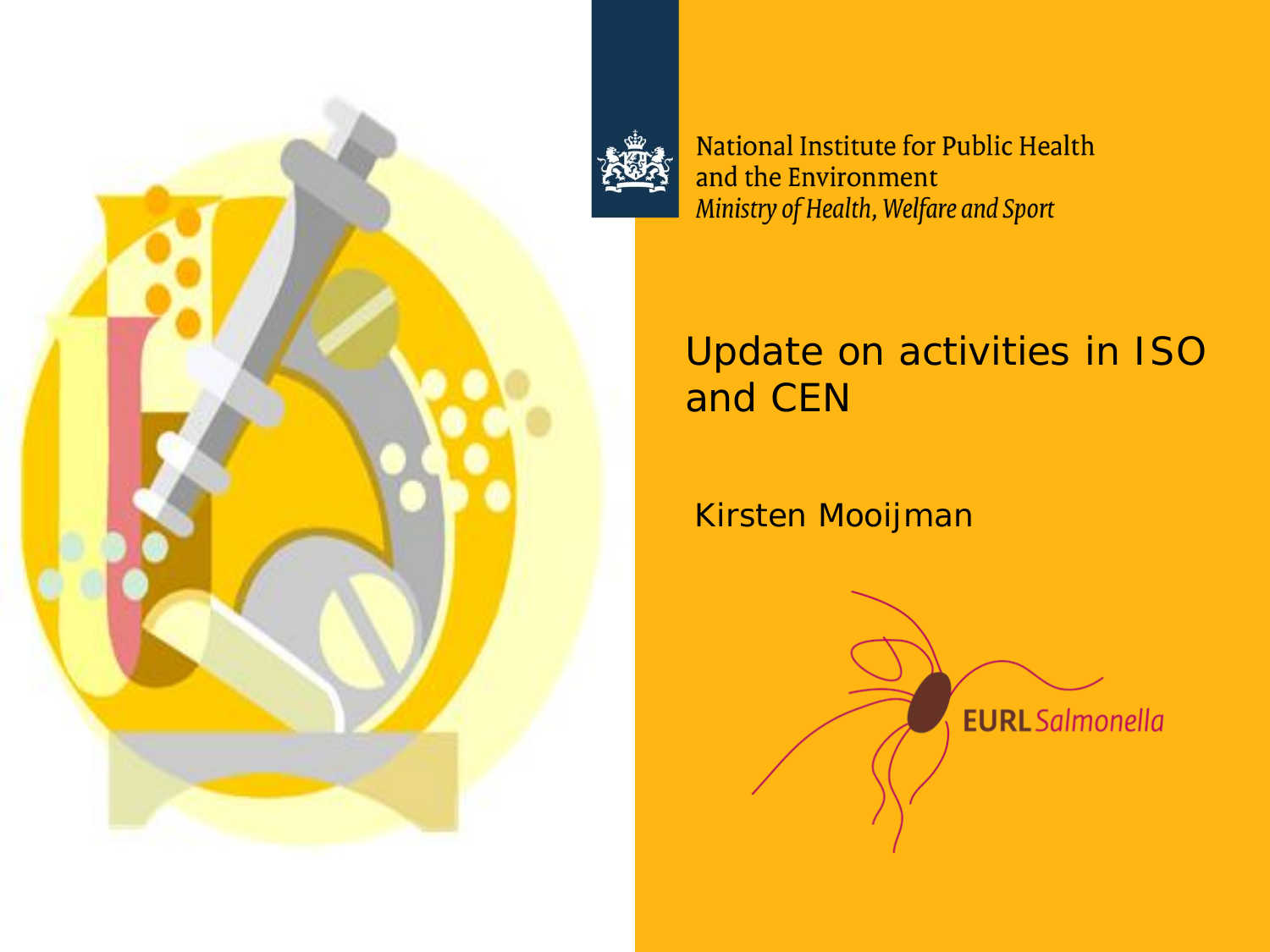National Institute for Public Health and the Environment
*Ministry of Health, Welfare and Sport*

# Update on activities in ISO and CEN

Kirsten Mooijman

EURL *Salmonella*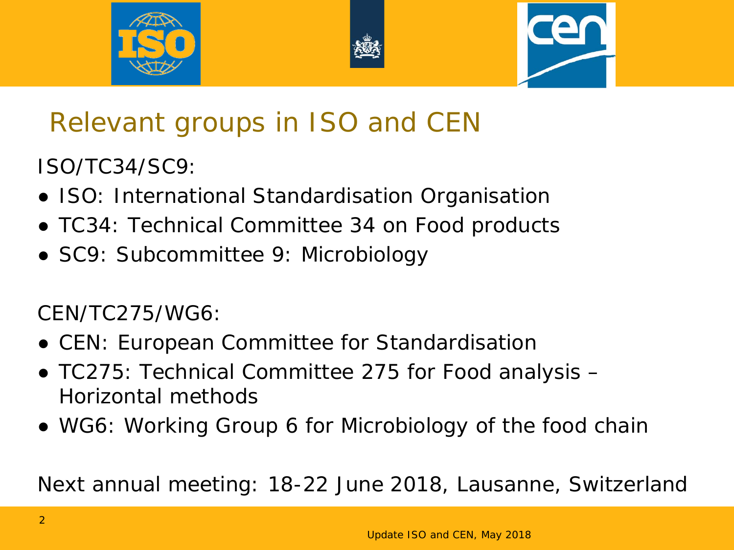# Relevant groups in ISO and CEN

ISO/TC34/SC9:

- ISO: International Standardisation Organisation
- TC34: Technical Committee 34 on Food products
- SC9: Subcommittee 9: Microbiology

CEN/TC275/WG6:

- CEN: European Committee for Standardisation
- TC275: Technical Committee 275 for Food analysis – Horizontal methods
- WG6: Working Group 6 for Microbiology of the food chain

Next annual meeting: 18-22 June 2018, Lausanne, Switzerland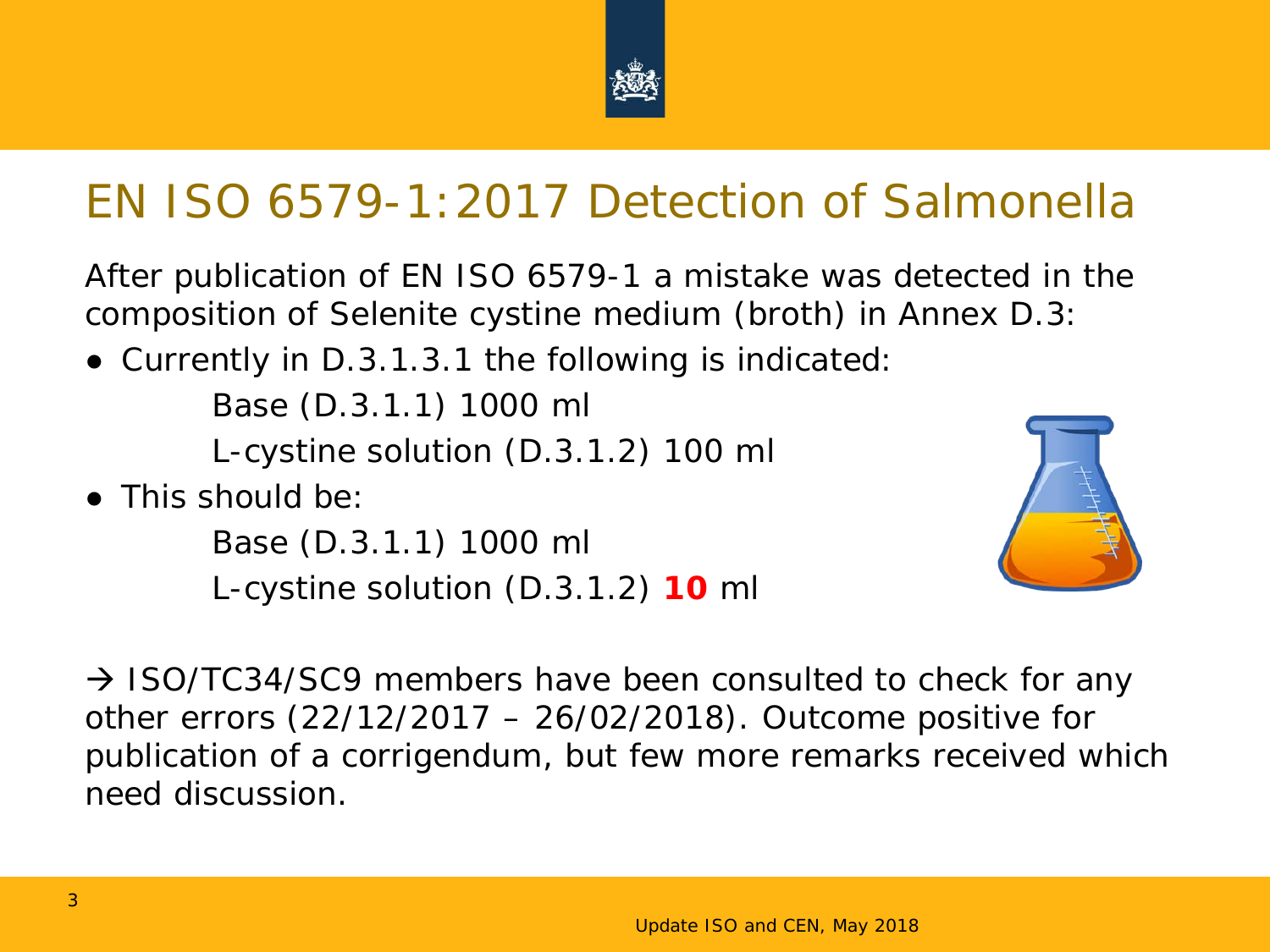# EN ISO 6579-1:2017 Detection of Salmonella

After publication of EN ISO 6579-1 a mistake was detected in the composition of Selenite cystine medium (broth) in Annex D.3:

- Currently in D.3.1.3.1 the following is indicated:

  Base (D.3.1.1) 1000 ml

  L-cystine solution (D.3.1.2) 100 ml

- This should be:

  Base (D.3.1.1) 1000 ml

  L-cystine solution (D.3.1.2) **10** ml

→ ISO/TC34/SC9 members have been consulted to check for any other errors (22/12/2017 – 26/02/2018). Outcome positive for publication of a corrigendum, but few more remarks received which need discussion.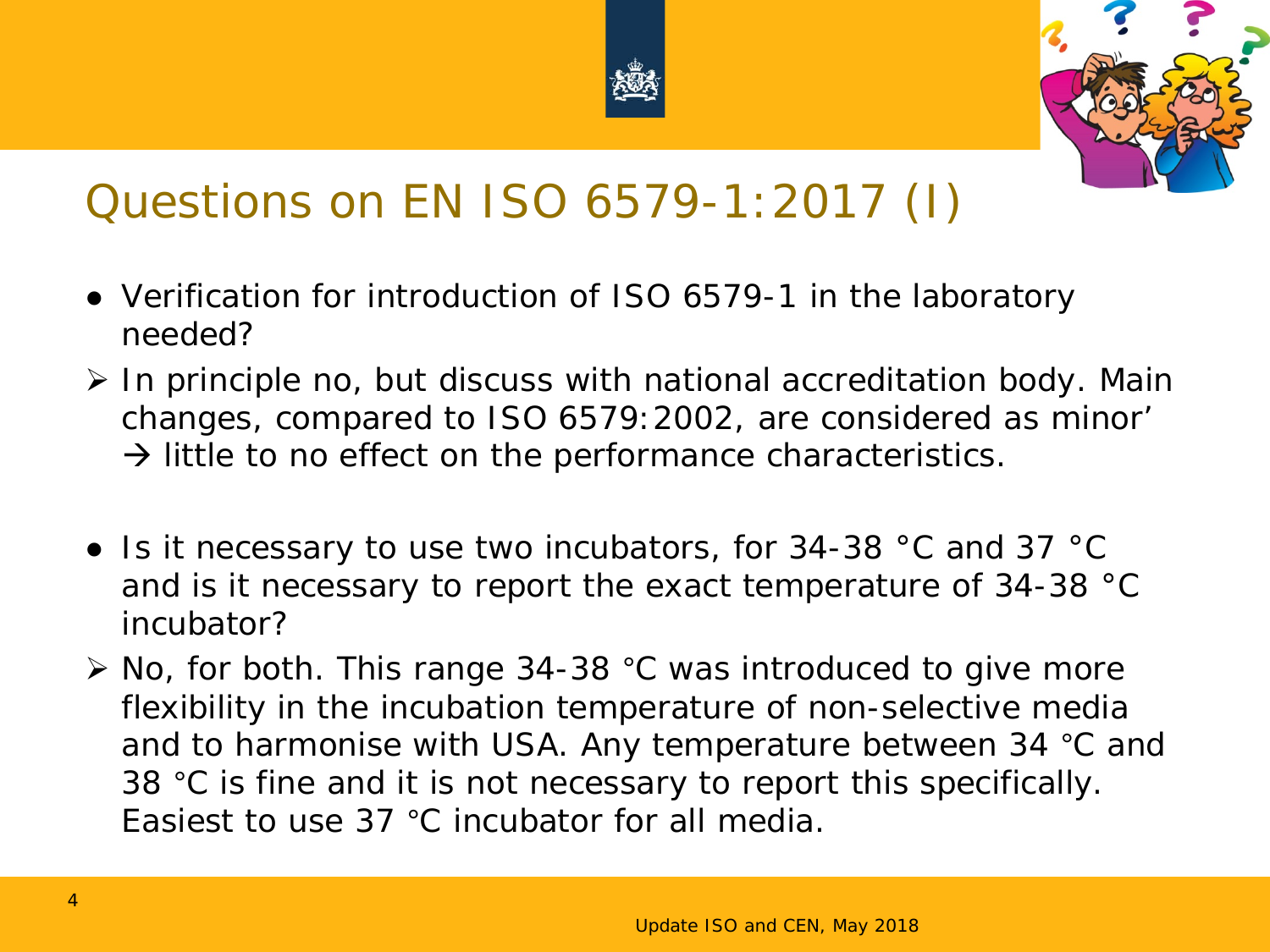# Questions on EN ISO 6579-1:2017 (I)

- Verification for introduction of ISO 6579-1 in the laboratory needed?

➢ In principle no, but discuss with national accreditation body. Main changes, compared to ISO 6579:2002, are considered as minor' → little to no effect on the performance characteristics.

- Is it necessary to use two incubators, for 34-38 °C and 37 °C and is it necessary to report the exact temperature of 34-38 °C incubator?

➢ No, for both. This range 34-38 °C was introduced to give more flexibility in the incubation temperature of non-selective media and to harmonise with USA. Any temperature between 34 °C and 38 °C is fine and it is not necessary to report this specifically. Easiest to use 37 °C incubator for all media.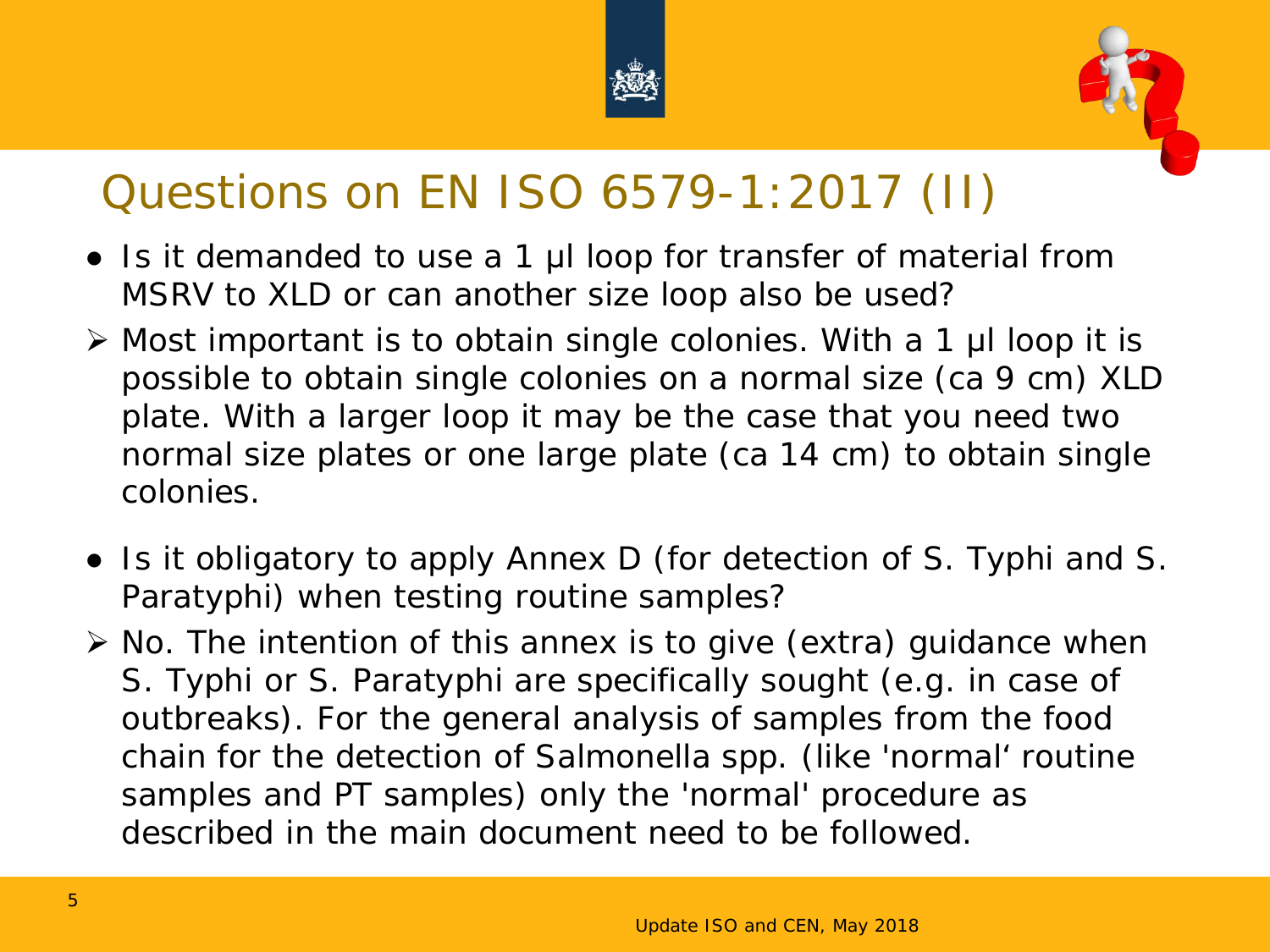# Questions on EN ISO 6579-1:2017 (II)

- Is it demanded to use a 1 µl loop for transfer of material from MSRV to XLD or can another size loop also be used?
  - Most important is to obtain single colonies. With a 1 µl loop it is possible to obtain single colonies on a normal size (ca 9 cm) XLD plate. With a larger loop it may be the case that you need two normal size plates or one large plate (ca 14 cm) to obtain single colonies.

- Is it obligatory to apply Annex D (for detection of S. Typhi and S. Paratyphi) when testing routine samples?
  - No. The intention of this annex is to give (extra) guidance when S. Typhi or S. Paratyphi are specifically sought (e.g. in case of outbreaks). For the general analysis of samples from the food chain for the detection of Salmonella spp. (like 'normal' routine samples and PT samples) only the 'normal' procedure as described in the main document need to be followed.

Update ISO and CEN, May 2018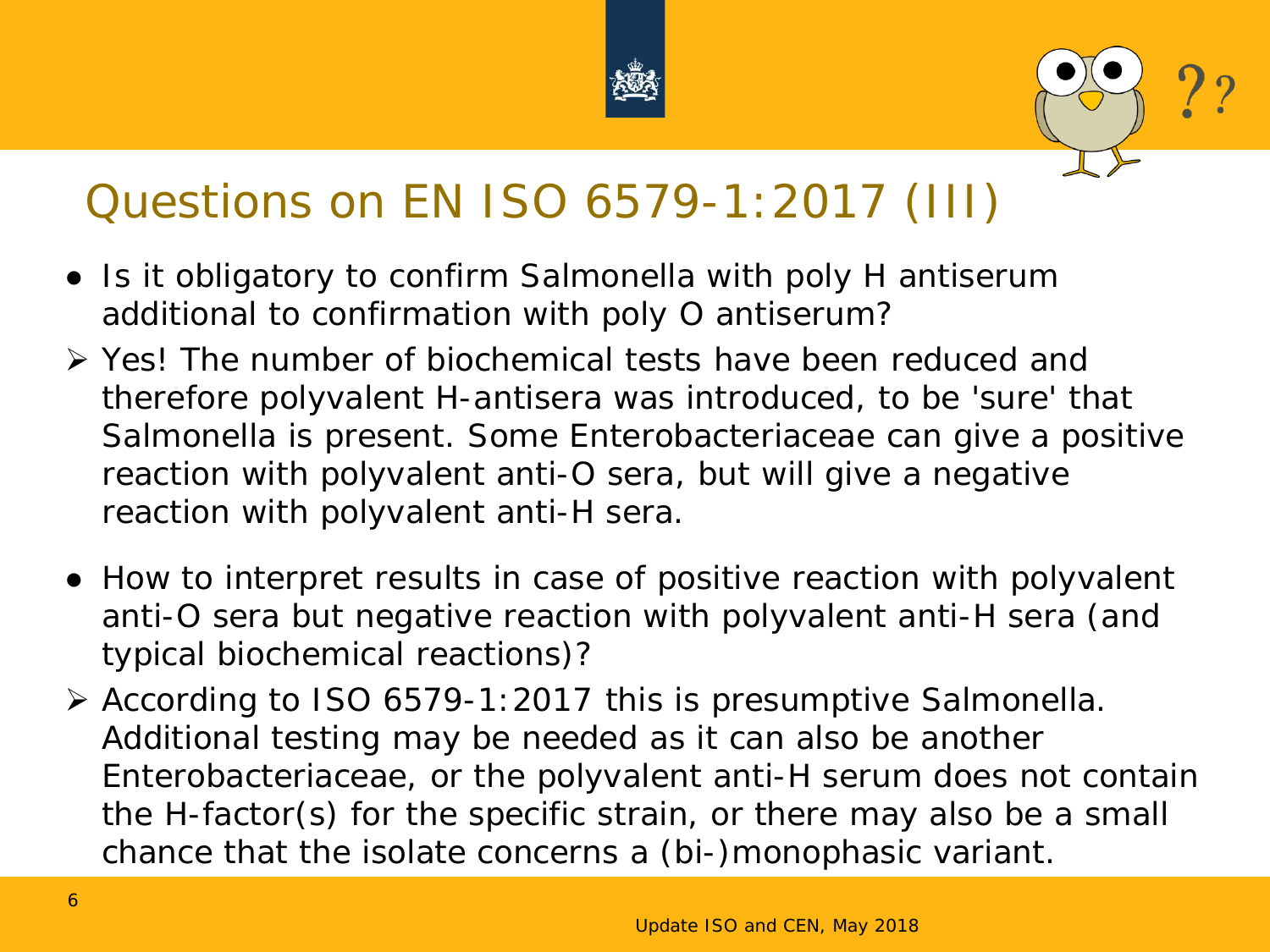# Questions on EN ISO 6579-1:2017 (III)

- Is it obligatory to confirm Salmonella with poly H antiserum additional to confirmation with poly O antiserum?
- Yes! The number of biochemical tests have been reduced and therefore polyvalent H-antisera was introduced, to be 'sure' that Salmonella is present. Some Enterobacteriaceae can give a positive reaction with polyvalent anti-O sera, but will give a negative reaction with polyvalent anti-H sera.

- How to interpret results in case of positive reaction with polyvalent anti-O sera but negative reaction with polyvalent anti-H sera (and typical biochemical reactions)?
- According to ISO 6579-1:2017 this is presumptive Salmonella. Additional testing may be needed as it can also be another Enterobacteriaceae, or the polyvalent anti-H serum does not contain the H-factor(s) for the specific strain, or there may also be a small chance that the isolate concerns a (bi-)monophasic variant.

Update ISO and CEN, May 2018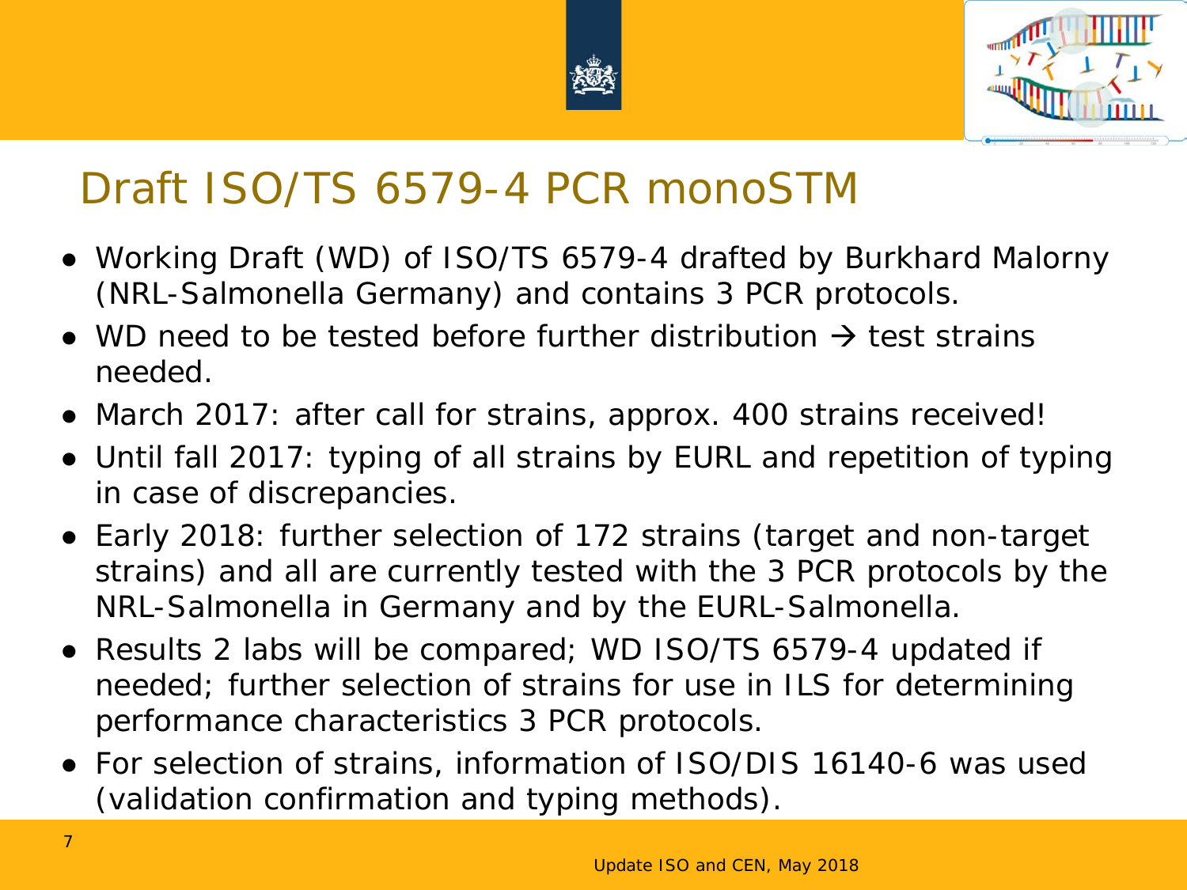# Draft ISO/TS 6579-4 PCR monoSTM

- Working Draft (WD) of ISO/TS 6579-4 drafted by Burkhard Malorny (NRL-Salmonella Germany) and contains 3 PCR protocols.
- WD need to be tested before further distribution → test strains needed.
- March 2017: after call for strains, approx. 400 strains received!
- Until fall 2017: typing of all strains by EURL and repetition of typing in case of discrepancies.
- Early 2018: further selection of 172 strains (target and non-target strains) and all are currently tested with the 3 PCR protocols by the NRL-Salmonella in Germany and by the EURL-Salmonella.
- Results 2 labs will be compared; WD ISO/TS 6579-4 updated if needed; further selection of strains for use in ILS for determining performance characteristics 3 PCR protocols.
- For selection of strains, information of ISO/DIS 16140-6 was used (validation confirmation and typing methods).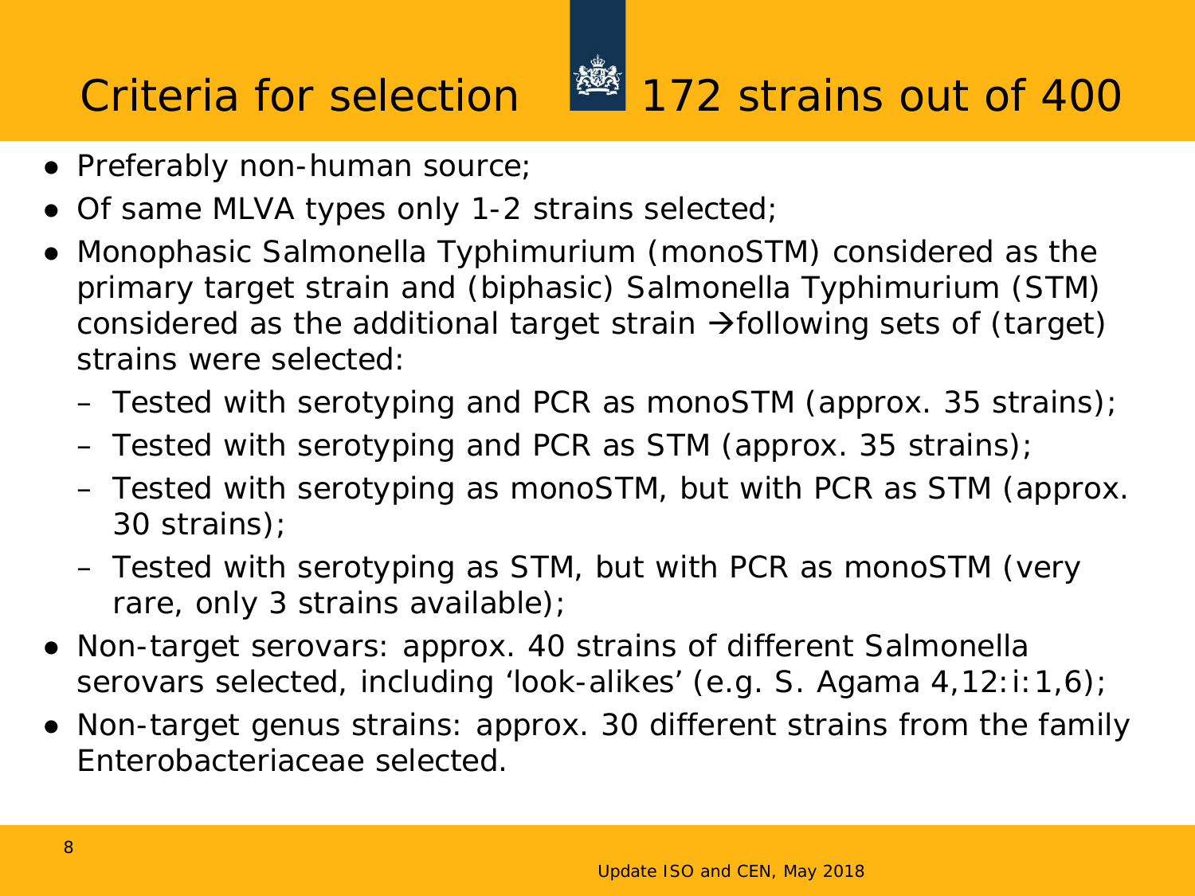# Criteria for selection 172 strains out of 400

- Preferably non-human source;
- Of same MLVA types only 1-2 strains selected;
- Monophasic Salmonella Typhimurium (monoSTM) considered as the primary target strain and (biphasic) Salmonella Typhimurium (STM) considered as the additional target strain →following sets of (target) strains were selected:
  - Tested with serotyping and PCR as monoSTM (approx. 35 strains);
  - Tested with serotyping and PCR as STM (approx. 35 strains);
  - Tested with serotyping as monoSTM, but with PCR as STM (approx. 30 strains);
  - Tested with serotyping as STM, but with PCR as monoSTM (very rare, only 3 strains available);
- Non-target serovars: approx. 40 strains of different Salmonella serovars selected, including 'look-alikes' (e.g. S. Agama 4,12:i:1,6);
- Non-target genus strains: approx. 30 different strains from the family Enterobacteriaceae selected.

Update ISO and CEN, May 2018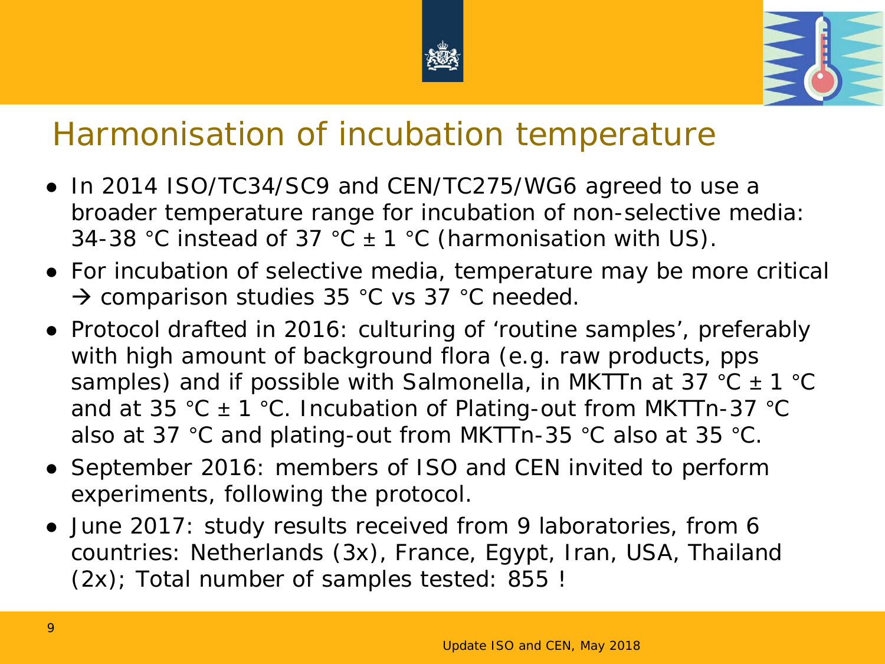# Harmonisation of incubation temperature

- In 2014 ISO/TC34/SC9 and CEN/TC275/WG6 agreed to use a broader temperature range for incubation of non-selective media: 34-38 °C instead of 37 °C ± 1 °C (harmonisation with US).
- For incubation of selective media, temperature may be more critical → comparison studies 35 °C vs 37 °C needed.
- Protocol drafted in 2016: culturing of 'routine samples', preferably with high amount of background flora (e.g. raw products, pps samples) and if possible with Salmonella, in MKTTn at 37 °C ± 1 °C and at 35 °C ± 1 °C. Incubation of Plating-out from MKTTn-37 °C also at 37 °C and plating-out from MKTTn-35 °C also at 35 °C.
- September 2016: members of ISO and CEN invited to perform experiments, following the protocol.
- June 2017: study results received from 9 laboratories, from 6 countries: Netherlands (3x), France, Egypt, Iran, USA, Thailand (2x); Total number of samples tested: 855 !

Update ISO and CEN, May 2018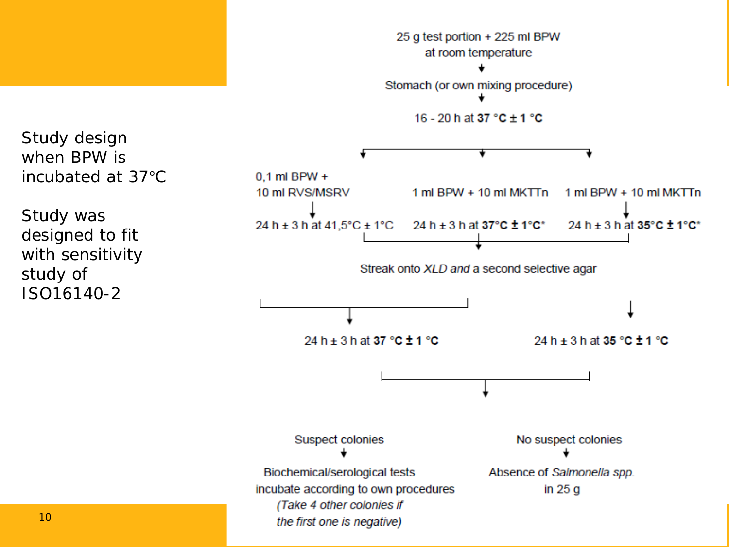Study design when BPW is incubated at 37°C

Study was designed to fit with sensitivity study of ISO16140-2

25 g test portion + 225 ml BPW at room temperature

↓

Stomach (or own mixing procedure)

↓

16 - 20 h at **37 °C ± 1 °C**

↓

- 0,1 ml BPW + 10 ml RVS/MSRV → 24 h ± 3 h at 41,5°C ± 1°C
- 1 ml BPW + 10 ml MKTTn → 24 h ± 3 h at **37°C ± 1°C***
- 1 ml BPW + 10 ml MKTTn → 24 h ± 3 h at **35°C ± 1°C***

↓

Streak onto *XLD and* a second selective agar

↓

- 24 h ± 3 h at **37 °C ± 1 °C**
- 24 h ± 3 h at **35 °C ± 1 °C**

↓

- Suspect colonies → Biochemical/serological tests incubate according to own procedures *(Take 4 other colonies if the first one is negative)*
- No suspect colonies → Absence of *Salmonella spp.* in 25 g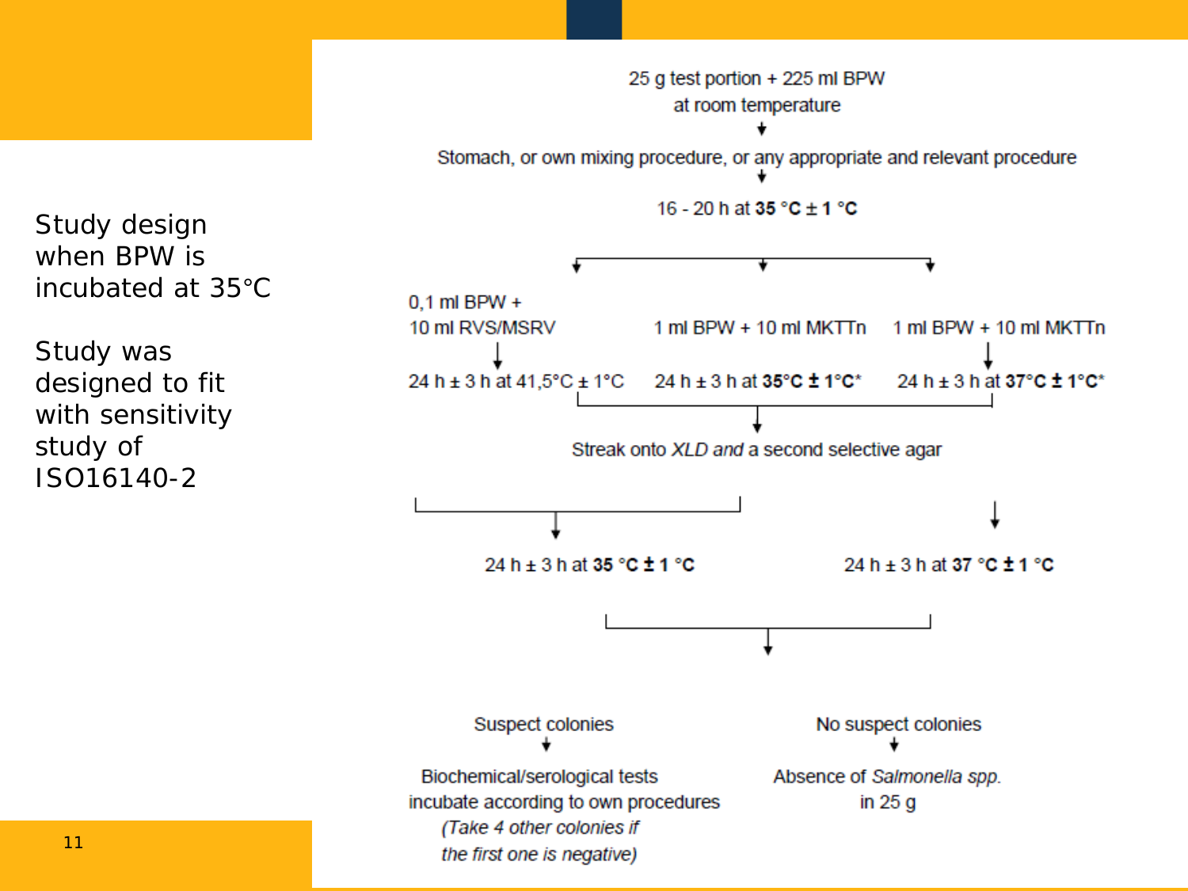Study design when BPW is incubated at 35°C

Study was designed to fit with sensitivity study of ISO16140-2

25 g test portion + 225 ml BPW
at room temperature

↓

Stomach, or own mixing procedure, or any appropriate and relevant procedure

↓

16 - 20 h at **35 °C ± 1 °C**

↓

- 0,1 ml BPW + 10 ml RVS/MSRV → 24 h ± 3 h at 41,5°C ± 1°C
- 1 ml BPW + 10 ml MKTTn → 24 h ± 3 h at **35°C ± 1°C***
- 1 ml BPW + 10 ml MKTTn → 24 h ± 3 h at **37°C ± 1°C***

↓

Streak onto *XLD and* a second selective agar

↓

- 24 h ± 3 h at **35 °C ± 1 °C**
- 24 h ± 3 h at **37 °C ± 1 °C**

↓

- Suspect colonies → Biochemical/serological tests incubate according to own procedures *(Take 4 other colonies if the first one is negative)*
- No suspect colonies → Absence of *Salmonella spp.* in 25 g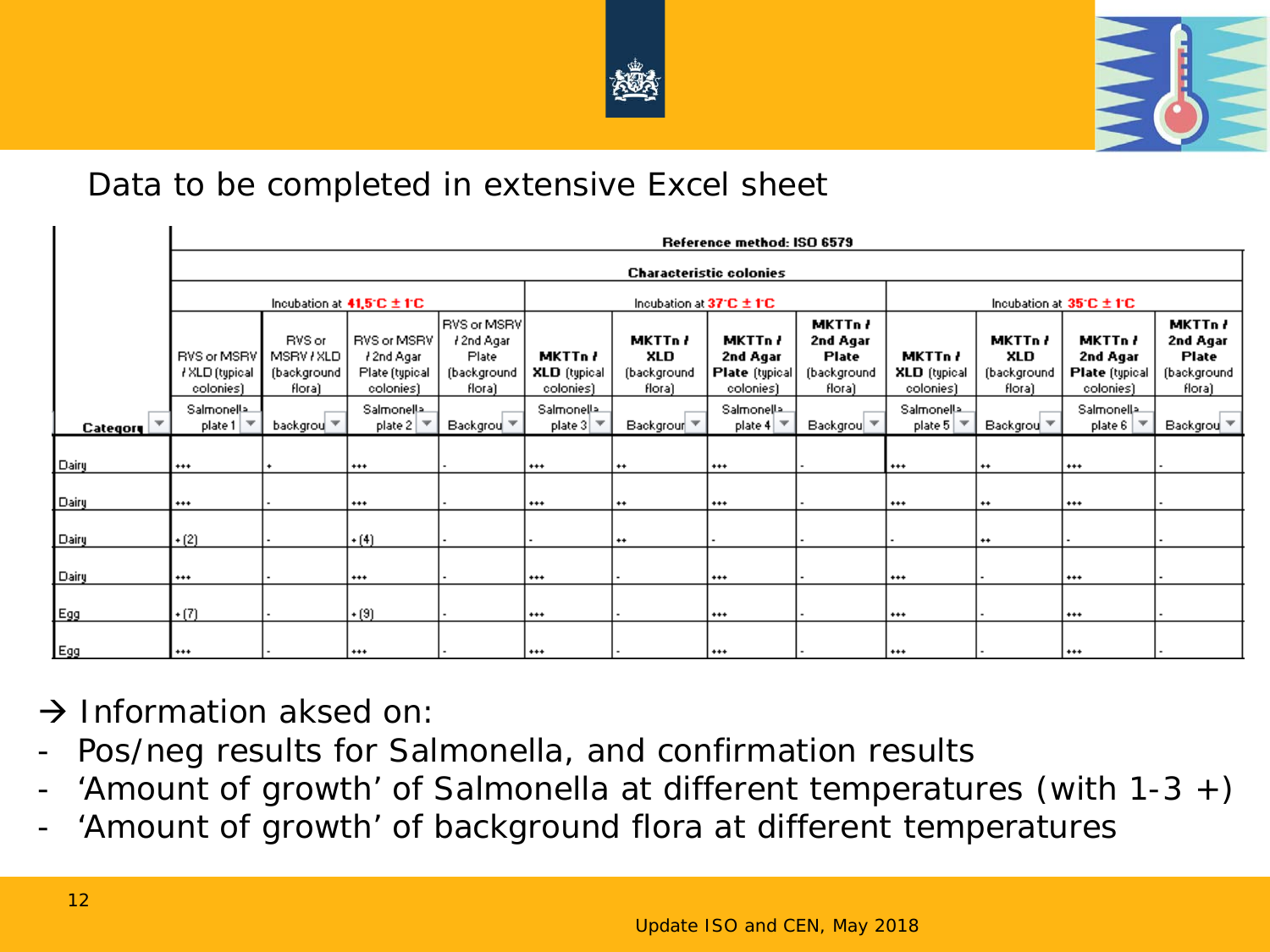Data to be completed in extensive Excel sheet

| Category | Reference method: ISO 6579 | | | | | | | | | | | |
|---|---|---|---|---|---|---|---|---|---|---|---|---|
| | Characteristic colonies | | | | | | | | | | | |
| | Incubation at 41,5°C ± 1°C | | | | Incubation at 37°C ± 1°C | | | | Incubation at 35°C ± 1°C | | | |
| | RVS or MSRV / XLD (typical colonies) | RVS or MSRV / XLD (background flora) | RVS or MSRV / 2nd Agar Plate (typical colonies) | RVS or MSRV / 2nd Agar Plate (background flora) | MKTTn / XLD (typical colonies) | MKTTn / XLD (background flora) | MKTTn / 2nd Agar Plate (typical colonies) | MKTTn / 2nd Agar Plate (background flora) | MKTTn / XLD (typical colonies) | MKTTn / XLD (background flora) | MKTTn / 2nd Agar Plate (typical colonies) | MKTTn / 2nd Agar Plate (background flora) |
| | Salmonella plate 1 | backgrou | Salmonella plate 2 | Backgrou | Salmonella plate 3 | Backgrour | Salmonella plate 4 | Backgrou | Salmonella plate 5 | Backgrou | Salmonella plate 6 | Backgrou |
| Dairy | +++ | + | +++ | - | +++ | ++ | +++ | - | +++ | ++ | +++ | - |
| Dairy | +++ | - | +++ | - | +++ | ++ | +++ | - | +++ | ++ | +++ | - |
| Dairy | + (2) | - | + (4) | - | - | ++ | - | - | - | ++ | - | - |
| Dairy | +++ | - | +++ | - | +++ | - | +++ | - | +++ | - | +++ | - |
| Egg | + (7) | - | + (9) | - | +++ | - | +++ | - | +++ | - | +++ | - |
| Egg | +++ | - | +++ | - | +++ | - | +++ | - | +++ | - | +++ | - |

→ Information aksed on:

- Pos/neg results for Salmonella, and confirmation results
- 'Amount of growth' of Salmonella at different temperatures (with 1-3 +)
- 'Amount of growth' of background flora at different temperatures

Update ISO and CEN, May 2018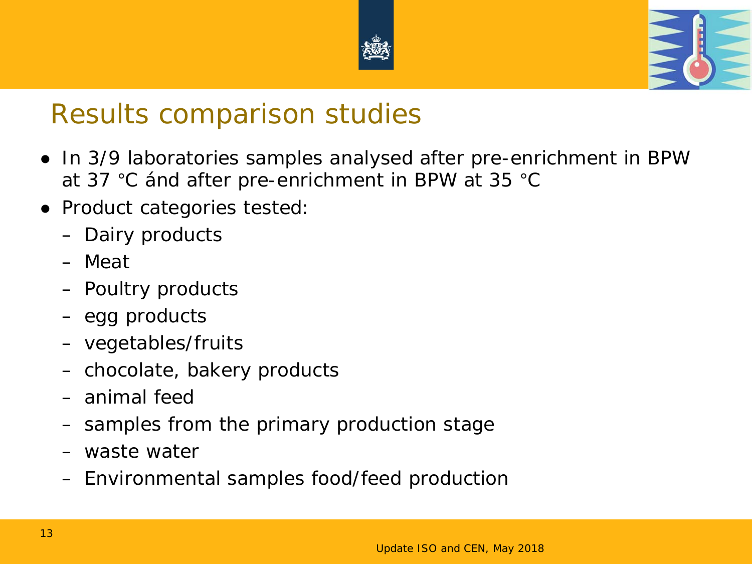# Results comparison studies

- In 3/9 laboratories samples analysed after pre-enrichment in BPW at 37 °C ánd after pre-enrichment in BPW at 35 °C
- Product categories tested:
  - Dairy products
  - Meat
  - Poultry products
  - egg products
  - vegetables/fruits
  - chocolate, bakery products
  - animal feed
  - samples from the primary production stage
  - waste water
  - Environmental samples food/feed production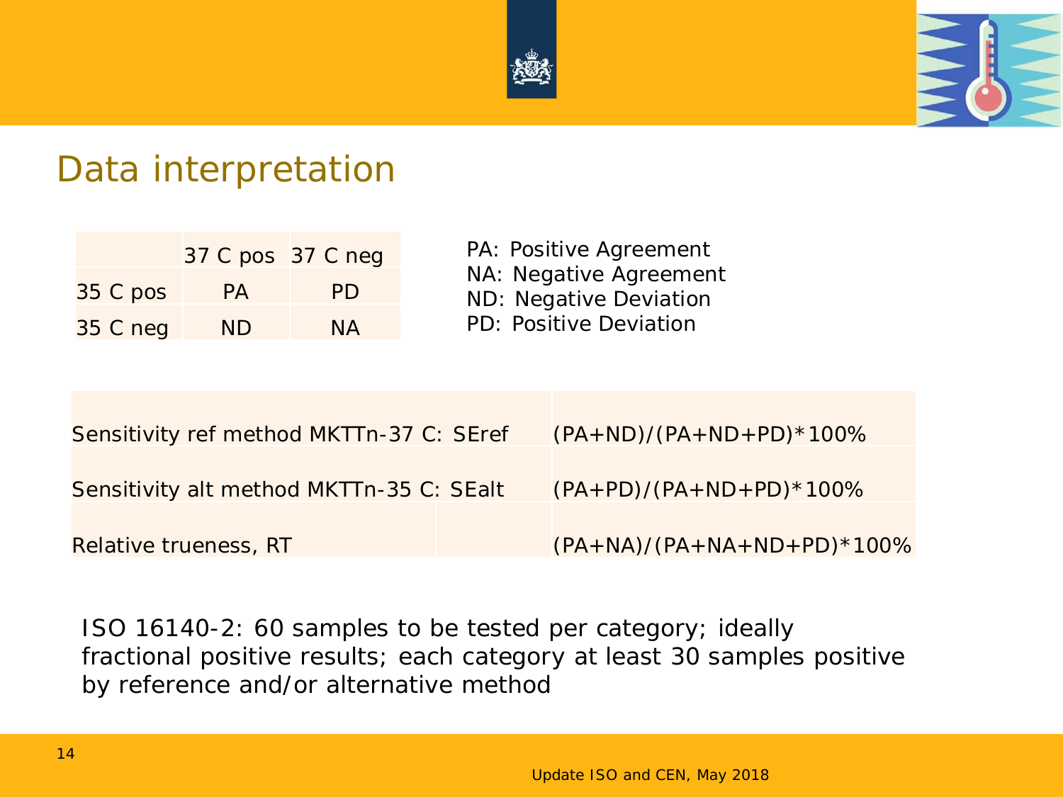## Data interpretation

| | 37 C pos | 37 C neg |
|---|---|---|
| 35 C pos | PA | PD |
| 35 C neg | ND | NA |

PA: Positive Agreement
NA: Negative Agreement
ND: Negative Deviation
PD: Positive Deviation

| | |
|---|---|
| Sensitivity ref method MKTTn-37 C: SEref | (PA+ND)/(PA+ND+PD)*100% |
| Sensitivity alt method MKTTn-35 C: SEalt | (PA+PD)/(PA+ND+PD)*100% |
| Relative trueness, RT | (PA+NA)/(PA+NA+ND+PD)*100% |

ISO 16140-2: 60 samples to be tested per category; ideally fractional positive results; each category at least 30 samples positive by reference and/or alternative method

Update ISO and CEN, May 2018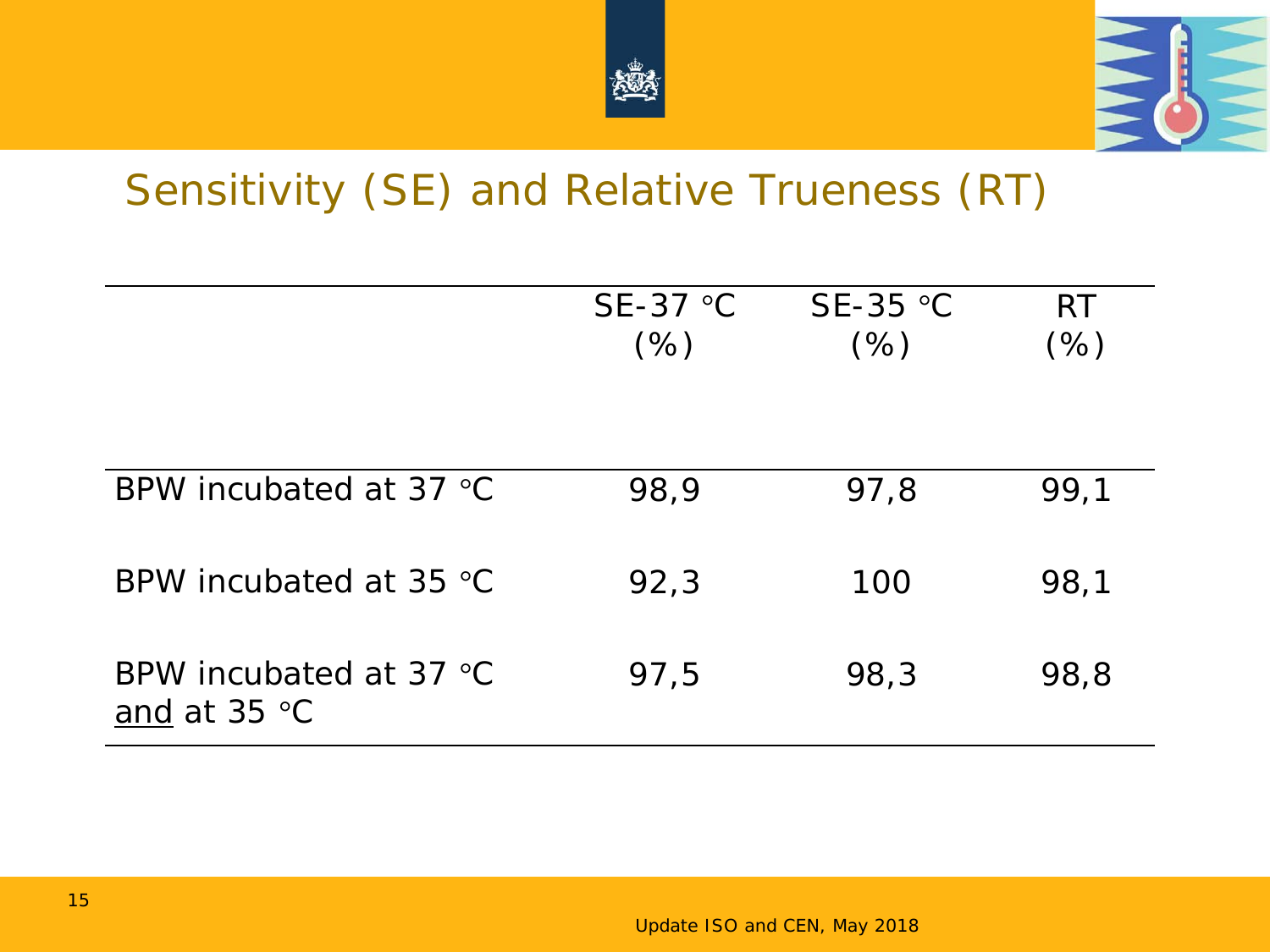# Sensitivity (SE) and Relative Trueness (RT)

| | SE-37 °C (%) | SE-35 °C (%) | RT (%) |
|---|---|---|---|
| BPW incubated at 37 °C | 98,9 | 97,8 | 99,1 |
| BPW incubated at 35 °C | 92,3 | 100 | 98,1 |
| BPW incubated at 37 °C and at 35 °C | 97,5 | 98,3 | 98,8 |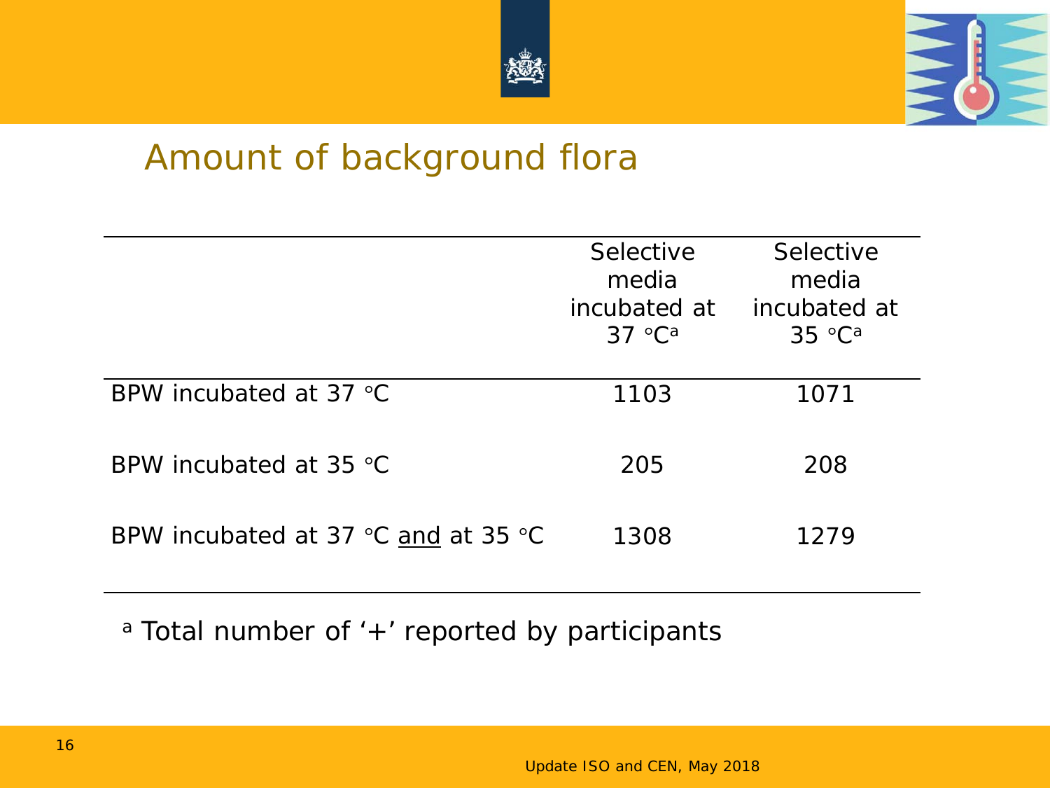## Amount of background flora

| | Selective media incubated at 37 °C[a] | Selective media incubated at 35 °C[a] |
|---|---|---|
| BPW incubated at 37 °C | 1103 | 1071 |
| BPW incubated at 35 °C | 205 | 208 |
| BPW incubated at 37 °C and at 35 °C | 1308 | 1279 |

[a] Total number of '+' reported by participants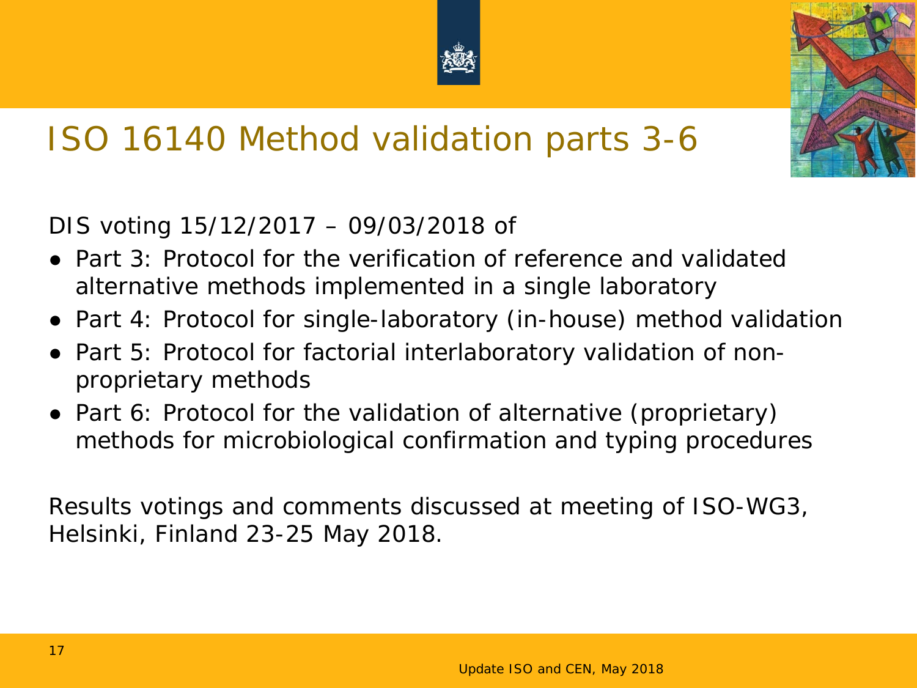# ISO 16140 Method validation parts 3-6

DIS voting 15/12/2017 – 09/03/2018 of

- Part 3: Protocol for the verification of reference and validated alternative methods implemented in a single laboratory
- Part 4: Protocol for single-laboratory (in-house) method validation
- Part 5: Protocol for factorial interlaboratory validation of non-proprietary methods
- Part 6: Protocol for the validation of alternative (proprietary) methods for microbiological confirmation and typing procedures

Results votings and comments discussed at meeting of ISO-WG3, Helsinki, Finland 23-25 May 2018.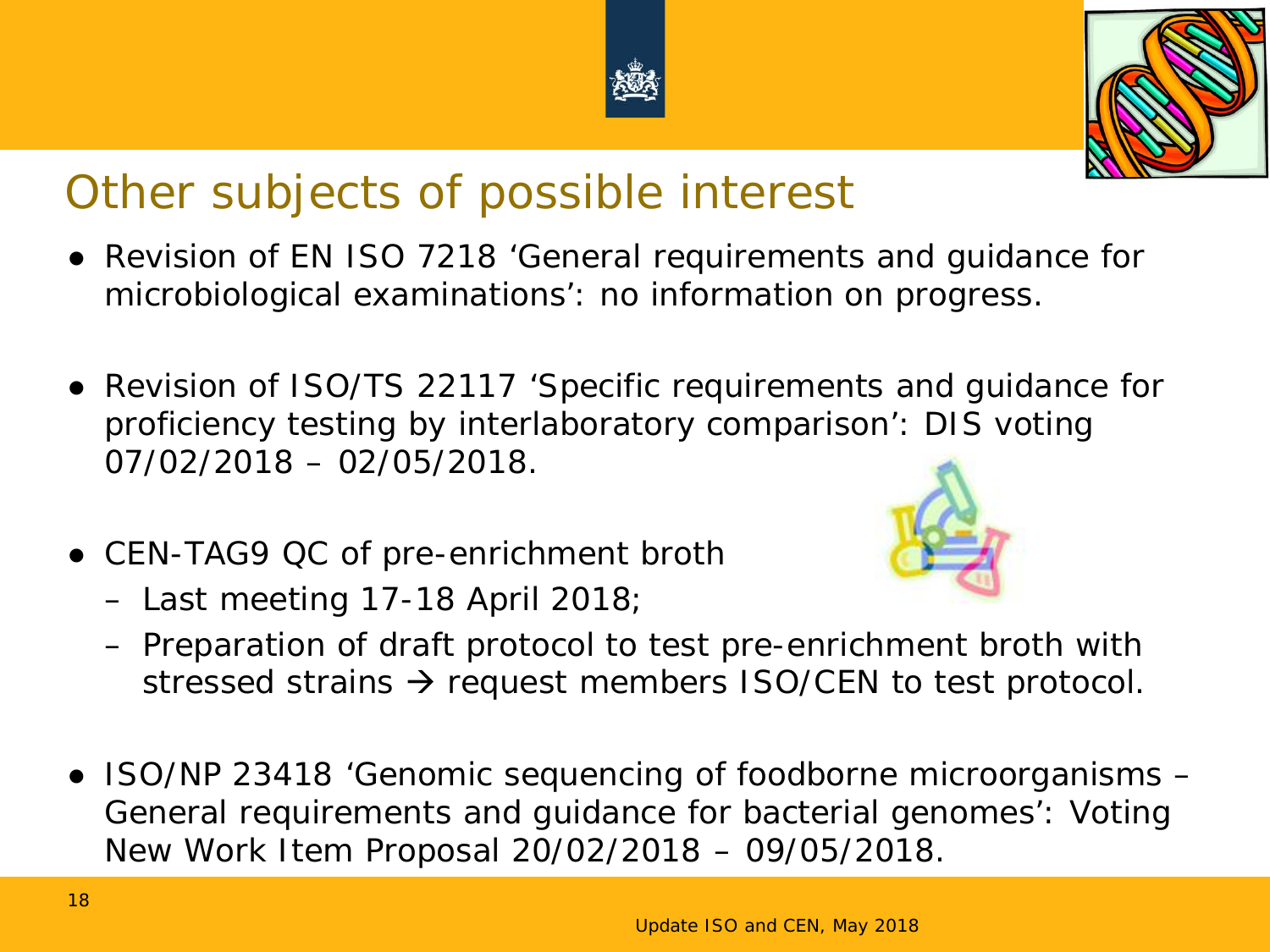# Other subjects of possible interest

- Revision of EN ISO 7218 'General requirements and guidance for microbiological examinations': no information on progress.
- Revision of ISO/TS 22117 'Specific requirements and guidance for proficiency testing by interlaboratory comparison': DIS voting 07/02/2018 – 02/05/2018.
- CEN-TAG9 QC of pre-enrichment broth
  - Last meeting 17-18 April 2018;
  - Preparation of draft protocol to test pre-enrichment broth with stressed strains → request members ISO/CEN to test protocol.
- ISO/NP 23418 'Genomic sequencing of foodborne microorganisms – General requirements and guidance for bacterial genomes': Voting New Work Item Proposal 20/02/2018 – 09/05/2018.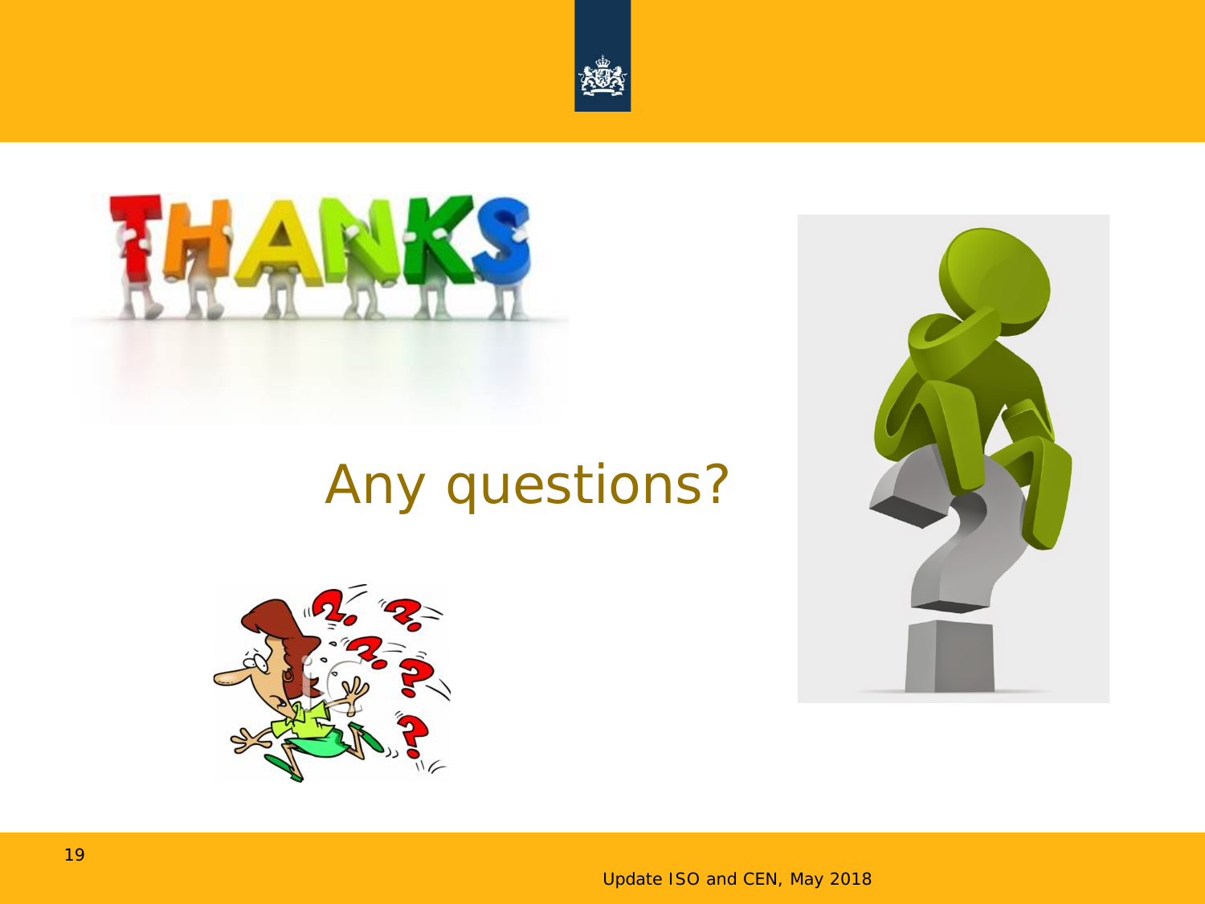Any questions?